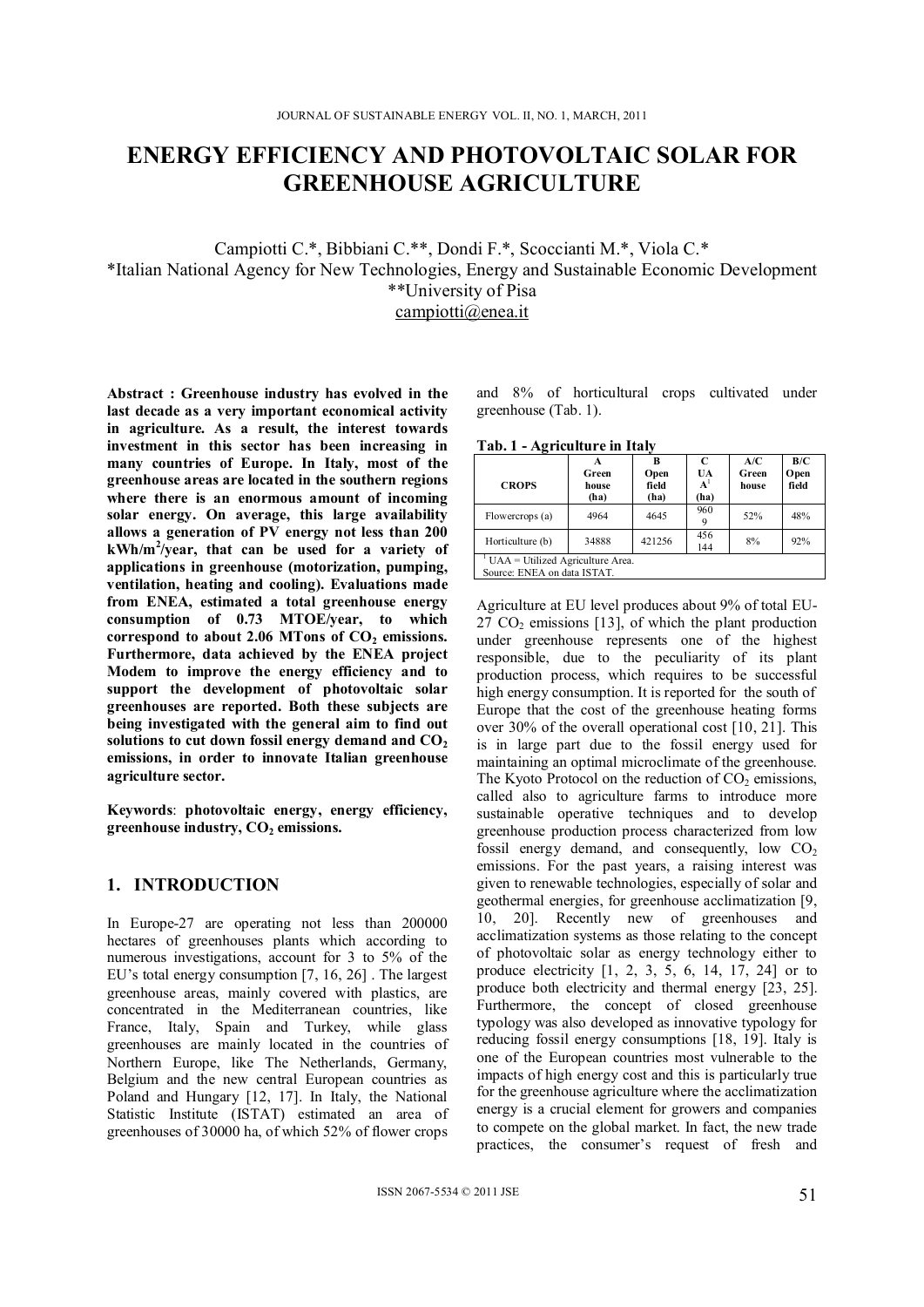# ENERGY EFFICIENCY AND PHOTOVOLTAIC SOLAR FOR GREENHOUSE AGRICULTURE

Campiotti C.*, Bibbiani C.**, Dondi F.*, Scoccianti M.*, Viola C.*

*Italian National Agency for New Technologies, Energy and Sustainable Economic Development

**University of Pisa

campiotti@enea.it

**Abstract : Greenhouse industry has evolved in the last decade as a very important economical activity in agriculture. As a result, the interest towards investment in this sector has been increasing in many countries of Europe. In Italy, most of the greenhouse areas are located in the southern regions where there is an enormous amount of incoming solar energy. On average, this large availability allows a generation of PV energy not less than 200 kWh/m$^2$/year, that can be used for a variety of applications in greenhouse (motorization, pumping, ventilation, heating and cooling). Evaluations made from ENEA, estimated a total greenhouse energy consumption of 0.73 MTOE/year, to which correspond to about 2.06 MTons of $CO_2$ emissions. Furthermore, data achieved by the ENEA project Modem to improve the energy efficiency and to support the development of photovoltaic solar greenhouses are reported. Both these subjects are being investigated with the general aim to find out solutions to cut down fossil energy demand and $CO_2$ emissions, in order to innovate Italian greenhouse agriculture sector.**

**Keywords**: **photovoltaic energy, energy efficiency, greenhouse industry, $CO_2$ emissions.**

## 1. INTRODUCTION

In Europe-27 are operating not less than 200000 hectares of greenhouses plants which according to numerous investigations, account for 3 to 5% of the EU's total energy consumption [7, 16, 26] . The largest greenhouse areas, mainly covered with plastics, are concentrated in the Mediterranean countries, like France, Italy, Spain and Turkey, while glass greenhouses are mainly located in the countries of Northern Europe, like The Netherlands, Germany, Belgium and the new central European countries as Poland and Hungary [12, 17]. In Italy, the National Statistic Institute (ISTAT) estimated an area of greenhouses of 30000 ha, of which 52% of flower crops and 8% of horticultural crops cultivated under greenhouse (Tab. 1).

**Tab. 1 - Agriculture in Italy**

| CROPS | A Green house (ha) | B Open field (ha) | C UAA[1] (ha) | A/C Green house | B/C Open field |
|---|---|---|---|---|---|
| Flowercrops (a) | 4964 | 4645 | 9609 | 52% | 48% |
| Horticulture (b) | 34888 | 421256 | 456144 | 8% | 92% |

[1] UAA = Utilized Agriculture Area.
Source: ENEA on data ISTAT.

Agriculture at EU level produces about 9% of total EU-27 $CO_2$ emissions [13], of which the plant production under greenhouse represents one of the highest responsible, due to the peculiarity of its plant production process, which requires to be successful high energy consumption. It is reported for the south of Europe that the cost of the greenhouse heating forms over 30% of the overall operational cost [10, 21]. This is in large part due to the fossil energy used for maintaining an optimal microclimate of the greenhouse. The Kyoto Protocol on the reduction of $CO_2$ emissions, called also to agriculture farms to introduce more sustainable operative techniques and to develop greenhouse production process characterized from low fossil energy demand, and consequently, low $CO_2$ emissions. For the past years, a raising interest was given to renewable technologies, especially of solar and geothermal energies, for greenhouse acclimatization [9, 10, 20]. Recently new of greenhouses and acclimatization systems as those relating to the concept of photovoltaic solar as energy technology either to produce electricity [1, 2, 3, 5, 6, 14, 17, 24] or to produce both electricity and thermal energy [23, 25]. Furthermore, the concept of closed greenhouse typology was also developed as innovative typology for reducing fossil energy consumptions [18, 19]. Italy is one of the European countries most vulnerable to the impacts of high energy cost and this is particularly true for the greenhouse agriculture where the acclimatization energy is a crucial element for growers and companies to compete on the global market. In fact, the new trade practices, the consumer's request of fresh and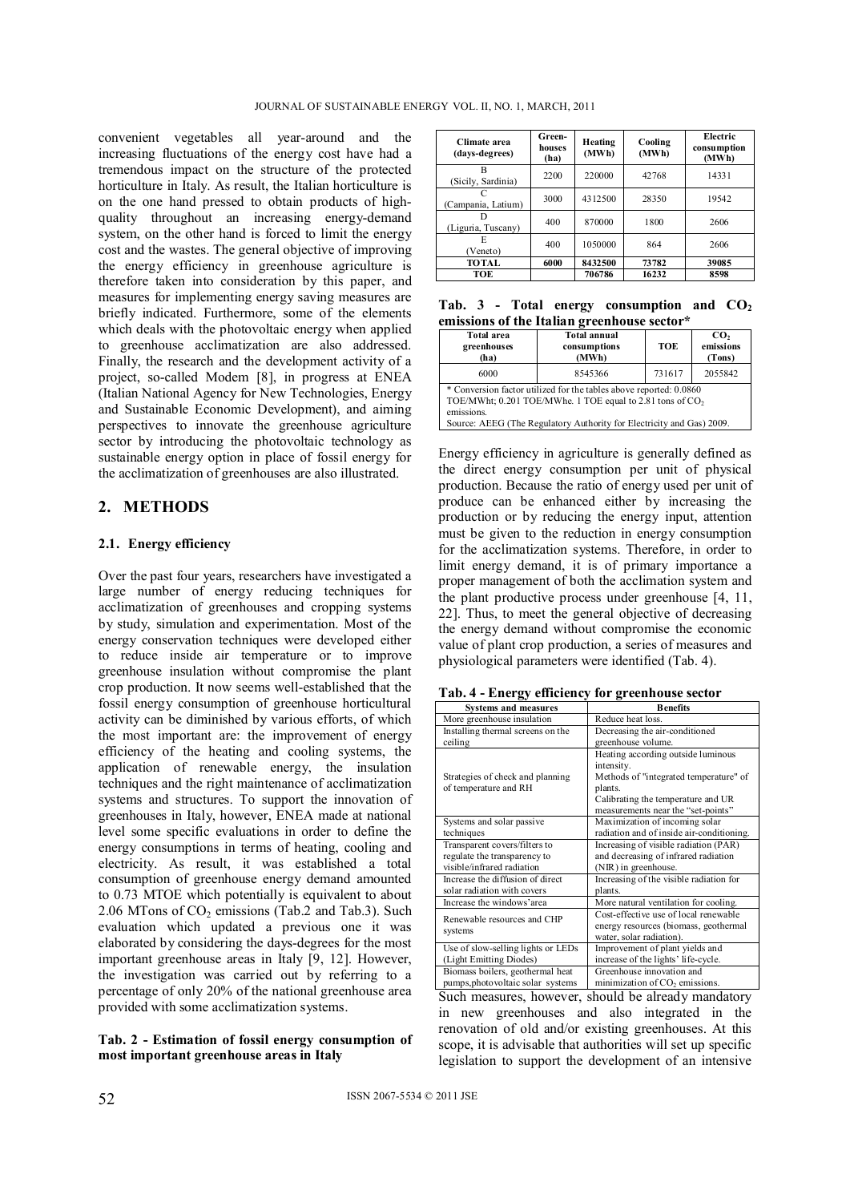convenient vegetables all year-around and the increasing fluctuations of the energy cost have had a tremendous impact on the structure of the protected horticulture in Italy. As result, the Italian horticulture is on the one hand pressed to obtain products of high-quality throughout an increasing energy-demand system, on the other hand is forced to limit the energy cost and the wastes. The general objective of improving the energy efficiency in greenhouse agriculture is therefore taken into consideration by this paper, and measures for implementing energy saving measures are briefly indicated. Furthermore, some of the elements which deals with the photovoltaic energy when applied to greenhouse acclimatization are also addressed. Finally, the research and the development activity of a project, so-called Modem [8], in progress at ENEA (Italian National Agency for New Technologies, Energy and Sustainable Economic Development), and aiming perspectives to innovate the greenhouse agriculture sector by introducing the photovoltaic technology as sustainable energy option in place of fossil energy for the acclimatization of greenhouses are also illustrated.

## 2. METHODS

### 2.1. Energy efficiency

Over the past four years, researchers have investigated a large number of energy reducing techniques for acclimatization of greenhouses and cropping systems by study, simulation and experimentation. Most of the energy conservation techniques were developed either to reduce inside air temperature or to improve greenhouse insulation without compromise the plant crop production. It now seems well-established that the fossil energy consumption of greenhouse horticultural activity can be diminished by various efforts, of which the most important are: the improvement of energy efficiency of the heating and cooling systems, the application of renewable energy, the insulation techniques and the right maintenance of acclimatization systems and structures. To support the innovation of greenhouses in Italy, however, ENEA made at national level some specific evaluations in order to define the energy consumptions in terms of heating, cooling and electricity. As result, it was established a total consumption of greenhouse energy demand amounted to 0.73 MTOE which potentially is equivalent to about 2.06 MTons of $CO_2$ emissions (Tab.2 and Tab.3). Such evaluation which updated a previous one it was elaborated by considering the days-degrees for the most important greenhouse areas in Italy [9, 12]. However, the investigation was carried out by referring to a percentage of only 20% of the national greenhouse area provided with some acclimatization systems.

**Tab. 2 - Estimation of fossil energy consumption of most important greenhouse areas in Italy**

| Climate area (days-degrees) | Green-houses (ha) | Heating (MWh) | Cooling (MWh) | Electric consumption (MWh) |
|---|---|---|---|---|
| B (Sicily, Sardinia) | 2200 | 220000 | 42768 | 14331 |
| C (Campania, Latium) | 3000 | 4312500 | 28350 | 19542 |
| D (Liguria, Tuscany) | 400 | 870000 | 1800 | 2606 |
| E (Veneto) | 400 | 1050000 | 864 | 2606 |
| **TOTAL** | **6000** | **8432500** | **73782** | **39085** |
| **TOE** | | **706786** | **16232** | **8598** |

**Tab. 3 - Total energy consumption and $CO_2$ emissions of the Italian greenhouse sector***

| Total area greenhouses (ha) | Total annual consumptions (MWh) | TOE | $CO_2$ emissions (Tons) |
|---|---|---|---|
| 6000 | 8545366 | 731617 | 2055842 |

\* Conversion factor utilized for the tables above reported: 0.0860 TOE/MWht; 0.201 TOE/MWhe. 1 TOE equal to 2.81 tons of $CO_2$ emissions.
Source: AEEG (The Regulatory Authority for Electricity and Gas) 2009.

Energy efficiency in agriculture is generally defined as the direct energy consumption per unit of physical production. Because the ratio of energy used per unit of produce can be enhanced either by increasing the production or by reducing the energy input, attention must be given to the reduction in energy consumption for the acclimatization systems. Therefore, in order to limit energy demand, it is of primary importance a proper management of both the acclimation system and the plant productive process under greenhouse [4, 11, 22]. Thus, to meet the general objective of decreasing the energy demand without compromise the economic value of plant crop production, a series of measures and physiological parameters were identified (Tab. 4).

**Tab. 4 - Energy efficiency for greenhouse sector**

| Systems and measures | Benefits |
|---|---|
| More greenhouse insulation | Reduce heat loss. |
| Installing thermal screens on the ceiling | Decreasing the air-conditioned greenhouse volume. |
| Strategies of check and planning of temperature and RH | Heating according outside luminous intensity. Methods of "integrated temperature" of plants. Calibrating the temperature and UR measurements near the "set-points" |
| Systems and solar passive techniques | Maximization of incoming solar radiation and inside air-conditioning. |
| Transparent covers/filters to regulate the transparency to visible/infrared radiation | Increasing of visible radiation (PAR) and decreasing of infrared radiation (NIR) in greenhouse. |
| Increase the diffusion of direct solar radiation with covers | Increasing of the visible radiation for plants. |
| Increase the windows'area | More natural ventilation for cooling. |
| Renewable resources and CHP systems | Cost-effective use of local renewable energy resources (biomass, geothermal water, solar radiation). |
| Use of slow-selling lights or LEDs (Light Emitting Diodes) | Improvement of plant yields and increase of the lights' life-cycle. |
| Biomass boilers, geothermal heat pumps,photovoltaic solar systems | Greenhouse innovation and minimization of $CO_2$ emissions. |

Such measures, however, should be already mandatory in new greenhouses and also integrated in the renovation of old and/or existing greenhouses. At this scope, it is advisable that authorities will set up specific legislation to support the development of an intensive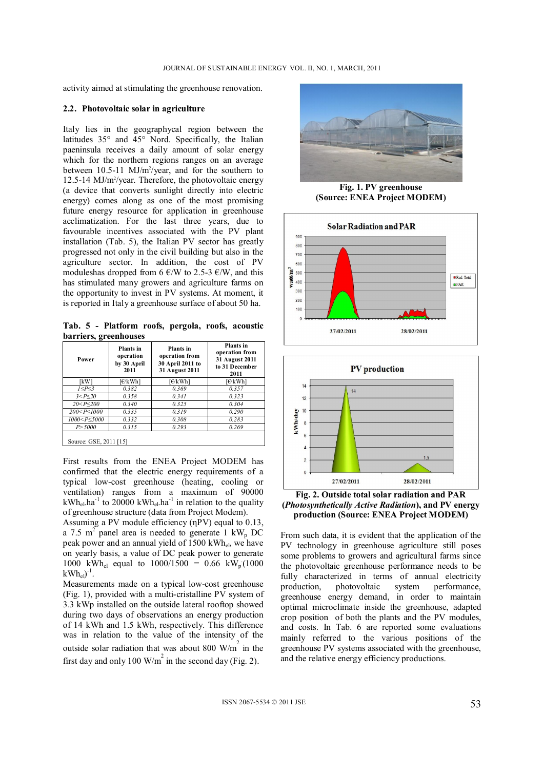activity aimed at stimulating the greenhouse renovation.

### 2.2. Photovoltaic solar in agriculture

Italy lies in the geographycal region between the latitudes 35° and 45° Nord. Specifically, the Italian paeninsula receives a daily amount of solar energy which for the northern regions ranges on an average between 10.5-11 MJ/m²/year, and for the southern to 12.5-14 MJ/m²/year. Therefore, the photovoltaic energy (a device that converts sunlight directly into electric energy) comes along as one of the most promising future energy resource for application in greenhouse acclimatization. For the last three years, due to favourable incentives associated with the PV plant installation (Tab. 5), the Italian PV sector has greatly progressed not only in the civil building but also in the agriculture sector. In addition, the cost of PV moduleshas dropped from 6 €/W to 2.5-3 €/W, and this has stimulated many growers and agriculture farms on the opportunity to invest in PV systems. At moment, it is reported in Italy a greenhouse surface of about 50 ha.

**Tab. 5 - Platform roofs, pergola, roofs, acoustic barriers, greenhouses**

| Power | Plants in operation by 30 April 2011 | Plants in operation from 30 April 2011 to 31 August 2011 | Plants in operation from 31 August 2011 to 31 December 2011 |
|---|---|---|---|
| [kW] | [€/kWh] | [€/kWh] | [€/kWh] |
| $1 \le P \le 3$ | 0.382 | 0.369 | 0.357 |
| $3 < P \le 20$ | 0.358 | 0.341 | 0.323 |
| $20 < P \le 200$ | 0.340 | 0.325 | 0.304 |
| $200 < P \le 1000$ | 0.335 | 0.319 | 0.290 |
| $1000 < P \le 5000$ | 0.332 | 0.308 | 0.283 |
| $P > 5000$ | 0.315 | 0.293 | 0.269 |

Source: GSE, 2011 [15]

First results from the ENEA Project MODEM has confirmed that the electric energy requirements of a typical low-cost greenhouse (heating, cooling or ventilation) ranges from a maximum of 90000 $kWh_{el}.ha^{-1}$ to 20000 $kWh_{el}.ha^{-1}$ in relation to the quality of greenhouse structure (data from Project Modem).

Assuming a PV module efficiency (ηPV) equal to 0.13, a 7.5 $m^2$ panel area is needed to generate 1 $kW_p$ DC peak power and an annual yield of 1500 $kWh_{el}$, we have on yearly basis, a value of DC peak power to generate 1000 $kWh_{el}$ equal to 1000/1500 = 0.66 $kW_p(1000\ kWh_{el})^{-1}$.

Measurements made on a typical low-cost greenhouse (Fig. 1), provided with a multi-cristalline PV system of 3.3 kWp installed on the outside lateral rooftop showed during two days of observations an energy production of 14 kWh and 1.5 kWh, respectively. This difference was in relation to the value of the intensity of the outside solar radiation that was about 800 $W/m^2$ in the first day and only 100 $W/m^2$ in the second day (Fig. 2).

**Fig. 1. PV greenhouse (Source: ENEA Project MODEM)**

**Fig. 2. Outside total solar radiation and PAR (*Photosynthetically Active Radiation*), and PV energy production (Source: ENEA Project MODEM)**

From such data, it is evident that the application of the PV technology in greenhouse agriculture still poses some problems to growers and agricultural farms since the photovoltaic greenhouse performance needs to be fully characterized in terms of annual electricity production, photovoltaic system performance, greenhouse energy demand, in order to maintain optimal microclimate inside the greenhouse, adapted crop position of both the plants and the PV modules, and costs. In Tab. 6 are reported some evaluations mainly referred to the various positions of the greenhouse PV systems associated with the greenhouse, and the relative energy efficiency productions.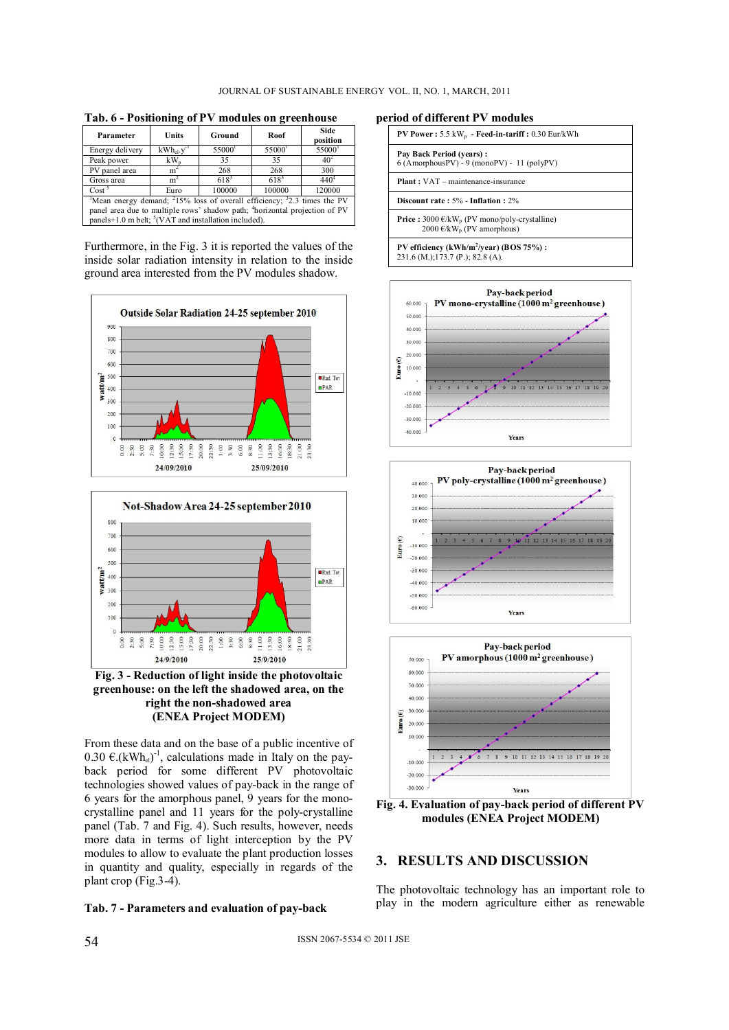**Tab. 6 - Positioning of PV modules on greenhouse**

| Parameter | Units | Ground | Roof | Side position |
|---|---|---|---|---|
| Energy delivery | $kWh_{el}\cdot y^{-1}$ | 55000[1] | 55000[1] | 55000[1] |
| Peak power | $kW_p$ | 35 | 35 | 40[2] |
| PV panel area | $m^2$ | 268 | 268 | 300 |
| Gross area | $m^2$ | 618[3] | 618[3] | 440[4] |
| Cost [5] | Euro | 100000 | 100000 | 120000 |

[1]Mean energy demand; [2]15% loss of overall efficiency; [3]2.3 times the PV panel area due to multiple rows' shadow path; [4]horizontal projection of PV panels+1.0 m belt; [5](VAT and installation included).

Furthermore, in the Fig. 3 it is reported the values of the inside solar radiation intensity in relation to the inside ground area interested from the PV modules shadow.

**Fig. 3 - Reduction of light inside the photovoltaic greenhouse: on the left the shadowed area, on the right the non-shadowed area (ENEA Project MODEM)**

From these data and on the base of a public incentive of 0.30 €.$(kWh_{el})^{-1}$, calculations made in Italy on the pay-back period for some different PV photovoltaic technologies showed values of pay-back in the range of 6 years for the amorphous panel, 9 years for the mono-crystalline panel and 11 years for the poly-crystalline panel (Tab. 7 and Fig. 4). Such results, however, needs more data in terms of light interception by the PV modules to allow to evaluate the plant production losses in quantity and quality, especially in regards of the plant crop (Fig.3-4).

**Tab. 7 - Parameters and evaluation of pay-back period of different PV modules**

| |
|---|
| **PV Power :** 5.5 $kW_p$ - **Feed-in-tariff :** 0.30 Eur/kWh |
| **Pay Back Period (years) :** 6 (AmorphousPV) - 9 (monoPV) - 11 (polyPV) |
| **Plant :** VAT – maintenance-insurance |
| **Discount rate :** 5% - **Inflation :** 2% |
| **Price :** 3000 €/$kW_p$ (PV mono/poly-crystalline) 2000 €/$kW_p$ (PV amorphous) |
| **PV efficiency ($kWh/m^2$/year) (BOS 75%) :** 231.6 (M.);173.7 (P.); 82.8 (A). |

**Fig. 4. Evaluation of pay-back period of different PV modules (ENEA Project MODEM)**

## 3. RESULTS AND DISCUSSION

The photovoltaic technology has an important role to play in the modern agriculture either as renewable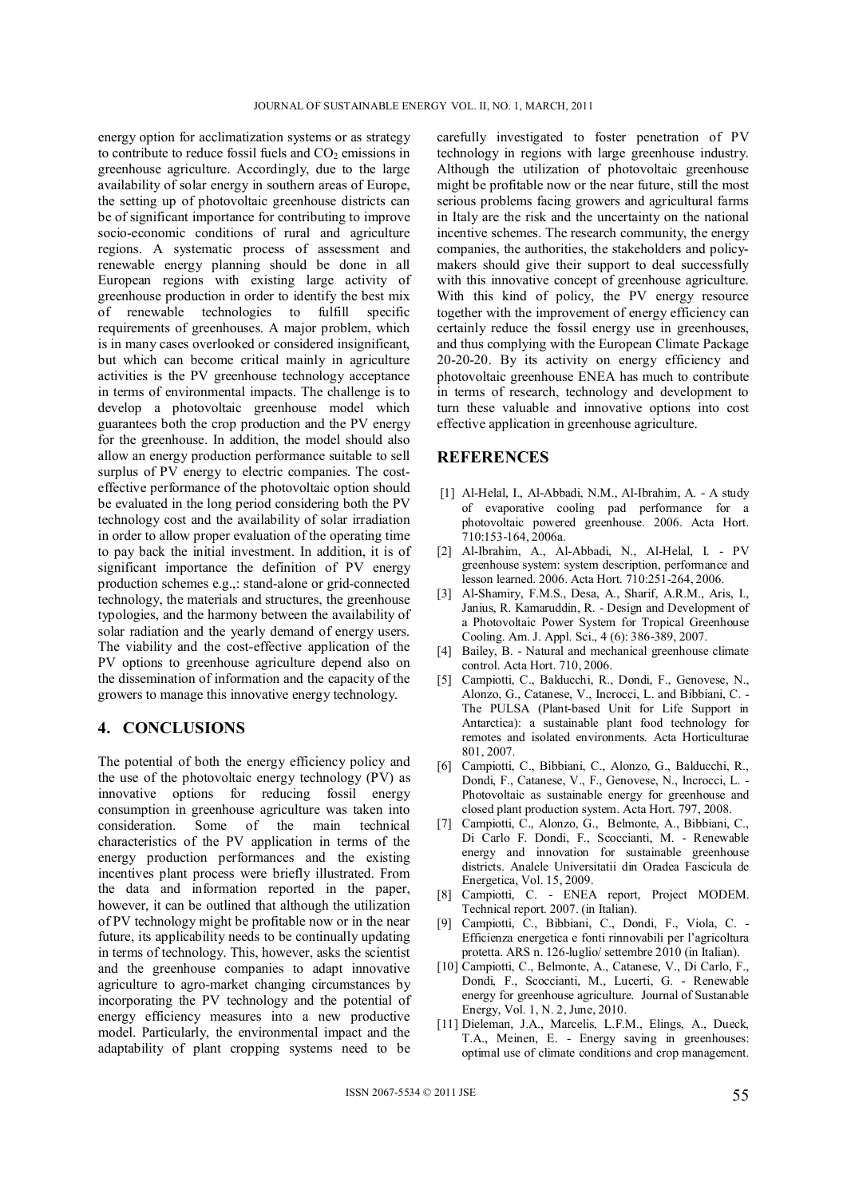energy option for acclimatization systems or as strategy to contribute to reduce fossil fuels and $CO_2$ emissions in greenhouse agriculture. Accordingly, due to the large availability of solar energy in southern areas of Europe, the setting up of photovoltaic greenhouse districts can be of significant importance for contributing to improve socio-economic conditions of rural and agriculture regions. A systematic process of assessment and renewable energy planning should be done in all European regions with existing large activity of greenhouse production in order to identify the best mix of renewable technologies to fulfill specific requirements of greenhouses. A major problem, which is in many cases overlooked or considered insignificant, but which can become critical mainly in agriculture activities is the PV greenhouse technology acceptance in terms of environmental impacts. The challenge is to develop a photovoltaic greenhouse model which guarantees both the crop production and the PV energy for the greenhouse. In addition, the model should also allow an energy production performance suitable to sell surplus of PV energy to electric companies. The cost-effective performance of the photovoltaic option should be evaluated in the long period considering both the PV technology cost and the availability of solar irradiation in order to allow proper evaluation of the operating time to pay back the initial investment. In addition, it is of significant importance the definition of PV energy production schemes e.g.,: stand-alone or grid-connected technology, the materials and structures, the greenhouse typologies, and the harmony between the availability of solar radiation and the yearly demand of energy users. The viability and the cost-effective application of the PV options to greenhouse agriculture depend also on the dissemination of information and the capacity of the growers to manage this innovative energy technology.

## 4. CONCLUSIONS

The potential of both the energy efficiency policy and the use of the photovoltaic energy technology (PV) as innovative options for reducing fossil energy consumption in greenhouse agriculture was taken into consideration. Some of the main technical characteristics of the PV application in terms of the energy production performances and the existing incentives plant process were briefly illustrated. From the data and information reported in the paper, however, it can be outlined that although the utilization of PV technology might be profitable now or in the near future, its applicability needs to be continually updating in terms of technology. This, however, asks the scientist and the greenhouse companies to adapt innovative agriculture to agro-market changing circumstances by incorporating the PV technology and the potential of energy efficiency measures into a new productive model. Particularly, the environmental impact and the adaptability of plant cropping systems need to be carefully investigated to foster penetration of PV technology in regions with large greenhouse industry. Although the utilization of photovoltaic greenhouse might be profitable now or the near future, still the most serious problems facing growers and agricultural farms in Italy are the risk and the uncertainty on the national incentive schemes. The research community, the energy companies, the authorities, the stakeholders and policy-makers should give their support to deal successfully with this innovative concept of greenhouse agriculture. With this kind of policy, the PV energy resource together with the improvement of energy efficiency can certainly reduce the fossil energy use in greenhouses, and thus complying with the European Climate Package 20-20-20. By its activity on energy efficiency and photovoltaic greenhouse ENEA has much to contribute in terms of research, technology and development to turn these valuable and innovative options into cost effective application in greenhouse agriculture.

## REFERENCES

[1] Al-Helal, I., Al-Abbadi, N.M., Al-Ibrahim, A. - A study of evaporative cooling pad performance for a photovoltaic powered greenhouse. 2006. Acta Hort. 710:153-164, 2006a.

[2] Al-Ibrahim, A., Al-Abbadi, N., Al-Helal, I. - PV greenhouse system: system description, performance and lesson learned. 2006. Acta Hort. 710:251-264, 2006.

[3] Al-Shamiry, F.M.S., Desa, A., Sharif, A.R.M., Aris, I., Janius, R. Kamaruddin, R. - Design and Development of a Photovoltaic Power System for Tropical Greenhouse Cooling. Am. J. Appl. Sci., 4 (6): 386-389, 2007.

[4] Bailey, B. - Natural and mechanical greenhouse climate control. Acta Hort. 710, 2006.

[5] Campiotti, C., Balducchi, R., Dondi, F., Genovese, N., Alonzo, G., Catanese, V., Incrocci, L. and Bibbiani, C. - The PULSA (Plant-based Unit for Life Support in Antarctica): a sustainable plant food technology for remotes and isolated environments. Acta Horticulturae 801, 2007.

[6] Campiotti, C., Bibbiani, C., Alonzo, G., Balducchi, R., Dondi, F., Catanese, V., F., Genovese, N., Incrocci, L. - Photovoltaic as sustainable energy for greenhouse and closed plant production system. Acta Hort. 797, 2008.

[7] Campiotti, C., Alonzo, G., Belmonte, A., Bibbiani, C., Di Carlo F. Dondi, F., Scoccianti, M. - Renewable energy and innovation for sustainable greenhouse districts. Analele Universitatii din Oradea Fascicula de Energetica, Vol. 15, 2009.

[8] Campiotti, C. - ENEA report, Project MODEM. Technical report. 2007. (in Italian).

[9] Campiotti, C., Bibbiani, C., Dondi, F., Viola, C. - Efficienza energetica e fonti rinnovabili per l'agricoltura protetta. ARS n. 126-luglio/ settembre 2010 (in Italian).

[10] Campiotti, C., Belmonte, A., Catanese, V., Di Carlo, F., Dondi, F., Scoccianti, M., Lucerti, G. - Renewable energy for greenhouse agriculture. Journal of Sustanable Energy, Vol. 1, N. 2, June, 2010.

[11] Dieleman, J.A., Marcelis, L.F.M., Elings, A., Dueck, T.A., Meinen, E. - Energy saving in greenhouses: optimal use of climate conditions and crop management.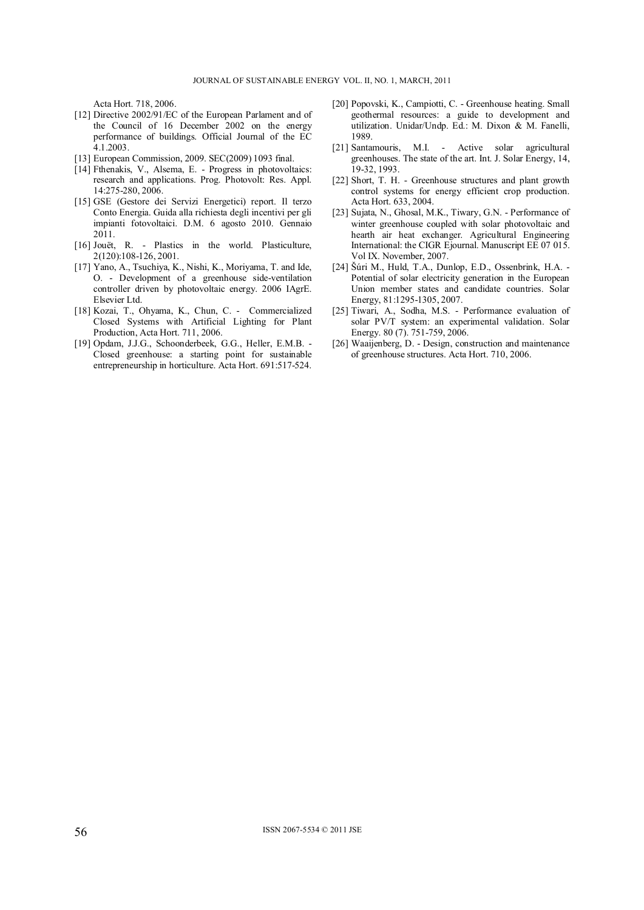Acta Hort. 718, 2006.

[12] Directive 2002/91/EC of the European Parlament and of the Council of 16 December 2002 on the energy performance of buildings. Official Journal of the EC 4.1.2003.

[13] European Commission, 2009. SEC(2009) 1093 final.

[14] Fthenakis, V., Alsema, E. - Progress in photovoltaics: research and applications. Prog. Photovolt: Res. Appl. 14:275-280, 2006.

[15] GSE (Gestore dei Servizi Energetici) report. Il terzo Conto Energia. Guida alla richiesta degli incentivi per gli impianti fotovoltaici. D.M. 6 agosto 2010. Gennaio 2011.

[16] Jouët, R. - Plastics in the world. Plasticulture, 2(120):108-126, 2001.

[17] Yano, A., Tsuchiya, K., Nishi, K., Moriyama, T. and Ide, O. - Development of a greenhouse side-ventilation controller driven by photovoltaic energy. 2006 IAgrE. Elsevier Ltd.

[18] Kozai, T., Ohyama, K., Chun, C. - Commercialized Closed Systems with Artificial Lighting for Plant Production, Acta Hort. 711, 2006.

[19] Opdam, J.J.G., Schoonderbeek, G.G., Heller, E.M.B. - Closed greenhouse: a starting point for sustainable entrepreneurship in horticulture. Acta Hort. 691:517-524.

[20] Popovski, K., Campiotti, C. - Greenhouse heating. Small geothermal resources: a guide to development and utilization. Unidar/Undp. Ed.: M. Dixon & M. Fanelli, 1989.

[21] Santamouris, M.I. - Active solar agricultural greenhouses. The state of the art. Int. J. Solar Energy, 14, 19-32, 1993.

[22] Short, T. H. - Greenhouse structures and plant growth control systems for energy efficient crop production. Acta Hort. 633, 2004.

[23] Sujata, N., Ghosal, M.K., Tiwary, G.N. - Performance of winter greenhouse coupled with solar photovoltaic and hearth air heat exchanger. Agricultural Engineering International: the CIGR Ejournal. Manuscript EE 07 015. Vol IX. November, 2007.

[24] Šúri M., Huld, T.A., Dunlop, E.D., Ossenbrink, H.A. - Potential of solar electricity generation in the European Union member states and candidate countries. Solar Energy, 81:1295-1305, 2007.

[25] Tiwari, A., Sodha, M.S. - Performance evaluation of solar PV/T system: an experimental validation. Solar Energy. 80 (7). 751-759, 2006.

[26] Waaijenberg, D. - Design, construction and maintenance of greenhouse structures. Acta Hort. 710, 2006.